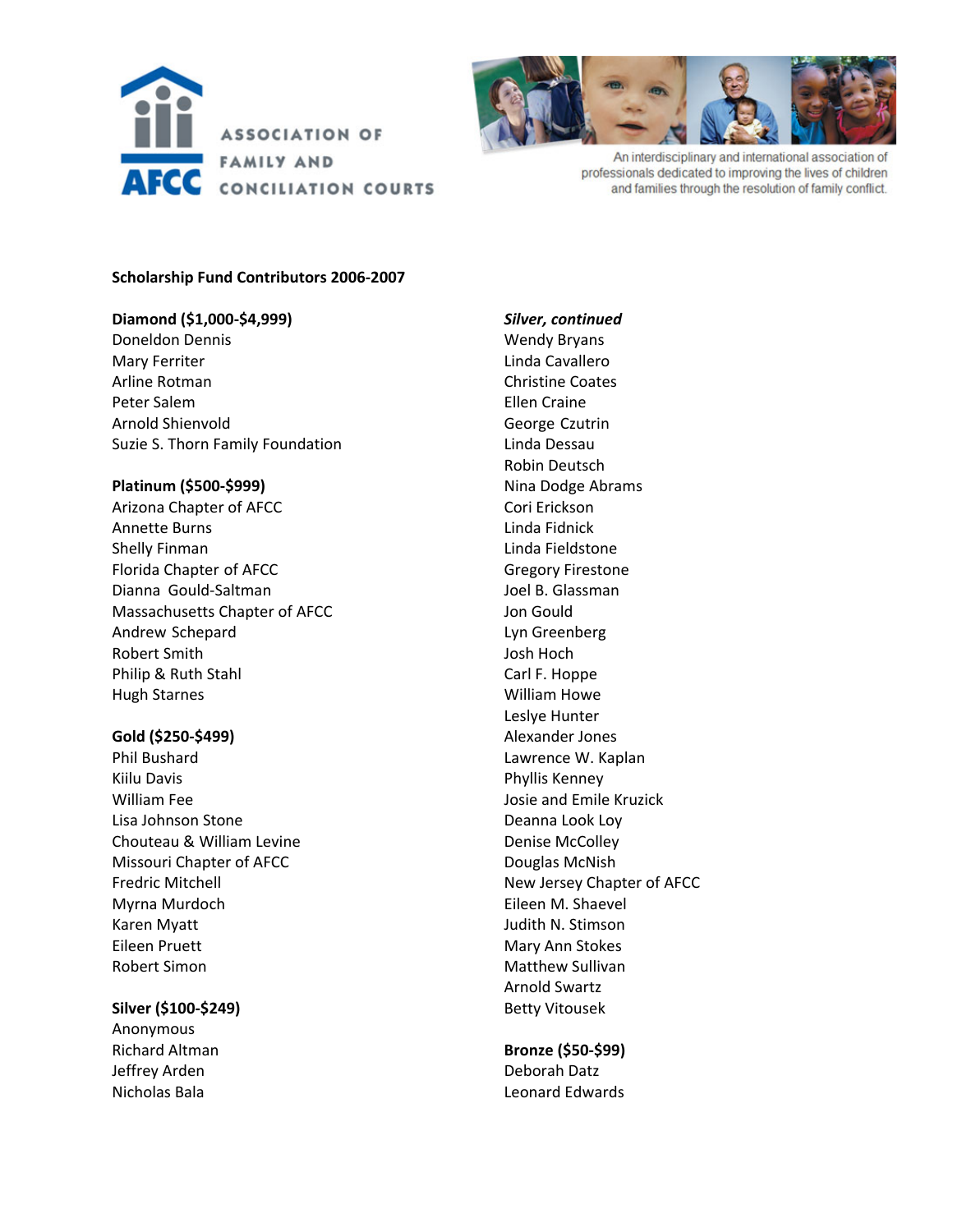ASSOCIATION OF FAMILY AND CONCILIATION COURTS

AFCC

An interdisciplinary and international association of professionals dedicated to improving the lives of children and families through the resolution of family conflict.

**Scholarship Fund Contributors 2006-2007**

**Diamond ($1,000-$4,999)**
Doneldon Dennis
Mary Ferriter
Arline Rotman
Peter Salem
Arnold Shienvold
Suzie S. Thorn Family Foundation

**Platinum ($500-$999)**
Arizona Chapter of AFCC
Annette Burns
Shelly Finman
Florida Chapter of AFCC
Dianna Gould-Saltman
Massachusetts Chapter of AFCC
Andrew Schepard
Robert Smith
Philip & Ruth Stahl
Hugh Starnes

**Gold ($250-$499)**
Phil Bushard
Kiilu Davis
William Fee
Lisa Johnson Stone
Chouteau & William Levine
Missouri Chapter of AFCC
Fredric Mitchell
Myrna Murdoch
Karen Myatt
Eileen Pruett
Robert Simon

**Silver ($100-$249)**
Anonymous
Richard Altman
Jeffrey Arden
Nicholas Bala

***Silver, continued***
Wendy Bryans
Linda Cavallero
Christine Coates
Ellen Craine
George Czutrin
Linda Dessau
Robin Deutsch
Nina Dodge Abrams
Cori Erickson
Linda Fidnick
Linda Fieldstone
Gregory Firestone
Joel B. Glassman
Jon Gould
Lyn Greenberg
Josh Hoch
Carl F. Hoppe
William Howe
Leslye Hunter
Alexander Jones
Lawrence W. Kaplan
Phyllis Kenney
Josie and Emile Kruzick
Deanna Look Loy
Denise McColley
Douglas McNish
New Jersey Chapter of AFCC
Eileen M. Shaevel
Judith N. Stimson
Mary Ann Stokes
Matthew Sullivan
Arnold Swartz
Betty Vitousek

**Bronze ($50-$99)**
Deborah Datz
Leonard Edwards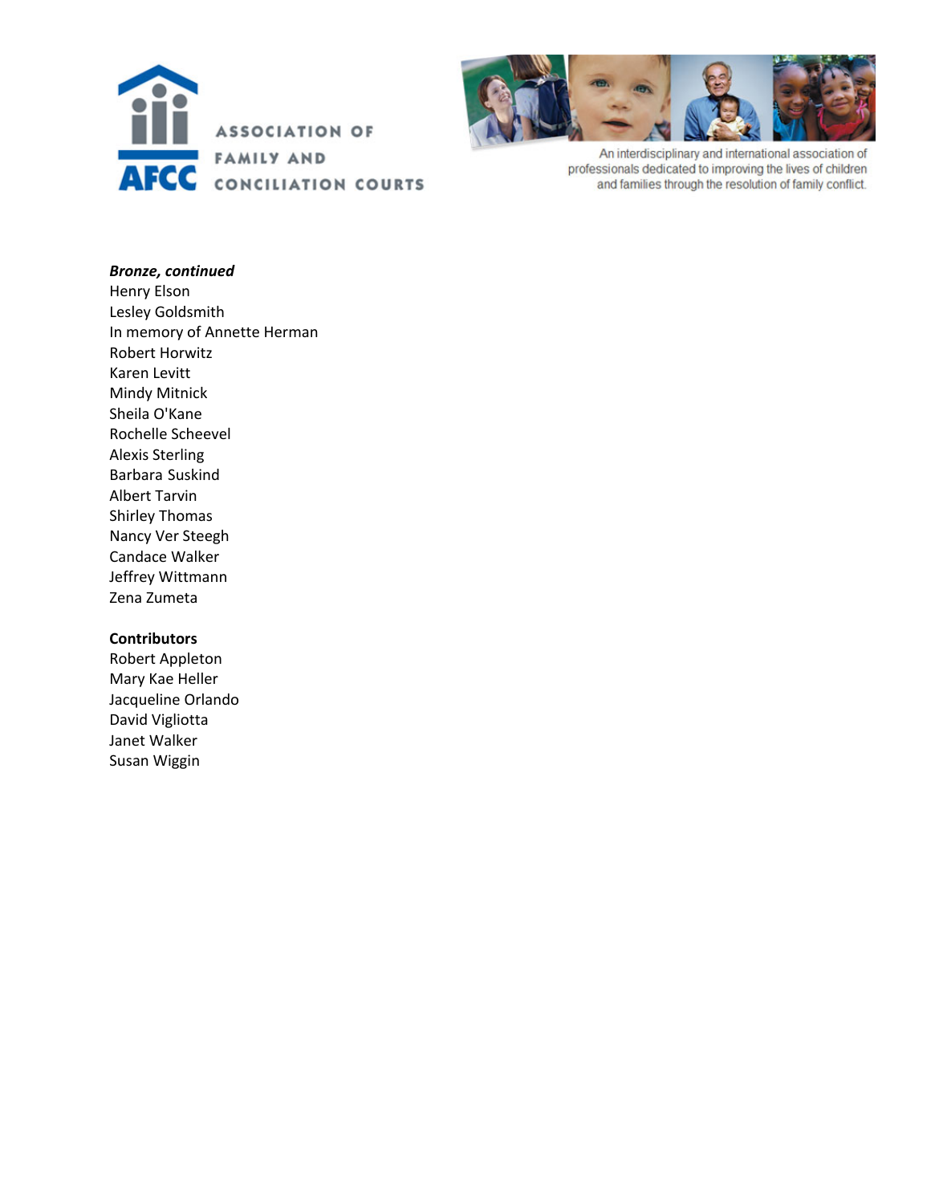ASSOCIATION OF FAMILY AND CONCILIATION COURTS

An interdisciplinary and international association of professionals dedicated to improving the lives of children and families through the resolution of family conflict.

***Bronze, continued***

Henry Elson
Lesley Goldsmith
In memory of Annette Herman
Robert Horwitz
Karen Levitt
Mindy Mitnick
Sheila O'Kane
Rochelle Scheevel
Alexis Sterling
Barbara Suskind
Albert Tarvin
Shirley Thomas
Nancy Ver Steegh
Candace Walker
Jeffrey Wittmann
Zena Zumeta

**Contributors**

Robert Appleton
Mary Kae Heller
Jacqueline Orlando
David Vigliotta
Janet Walker
Susan Wiggin